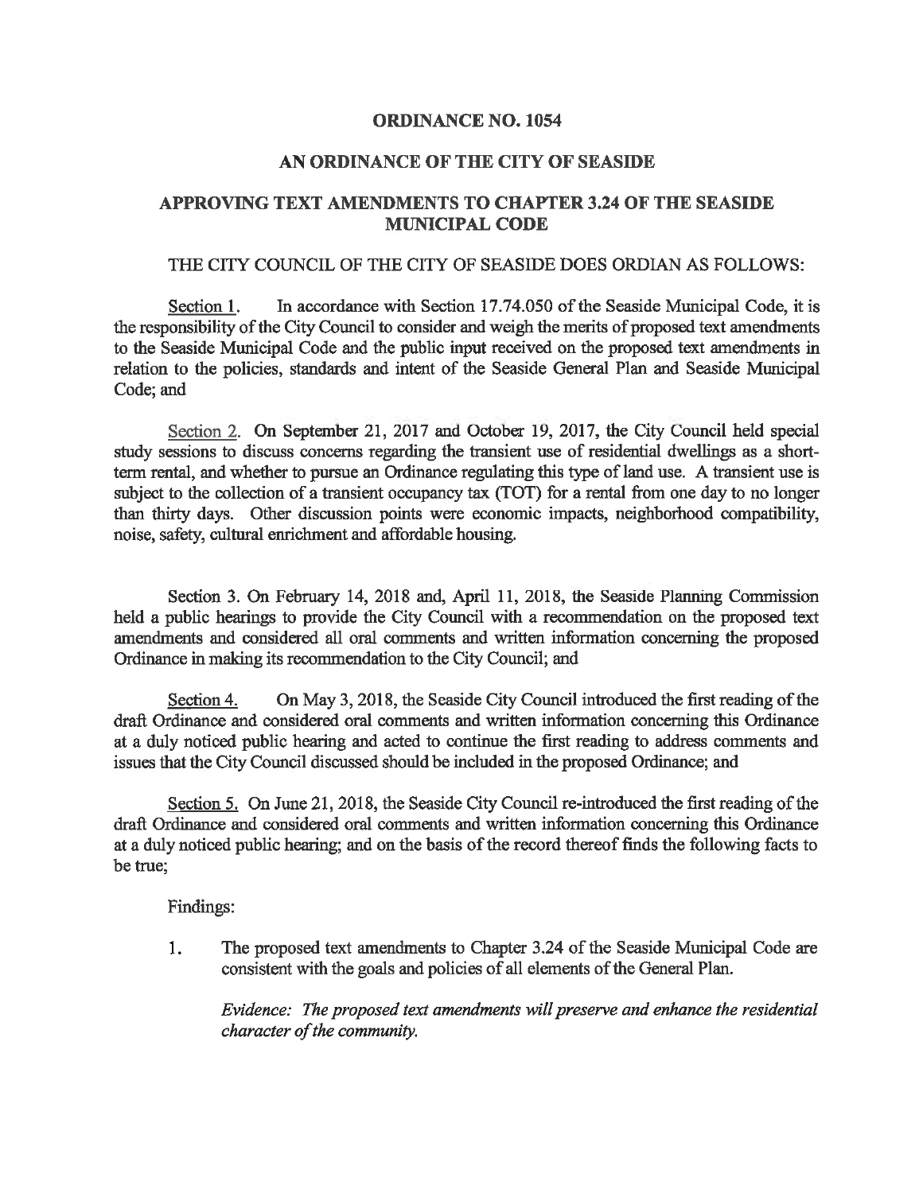# ORDINANCE NO. 1054

## AN ORDINANCE OF THE CITY OF SEASIDE

## APPROVING TEXT AMENDMENTS TO CHAPTER 3.24 OF THE SEASIDE MUNICIPAL CODE

THE CITY COUNCIL OF THE CITY OF SEASIDE DOES ORDIAN AS FOLLOWS:

Section 1. In accordance with Section 17.74.050 of the Seaside Municipal Code, it is the responsibility of the City Council to consider and weigh the merits of proposed text amendments to the Seaside Municipal Code and the public input received on the proposed text amendments in relation to the policies, standards and intent of the Seaside General Plan and Seaside Municipal Code; and

Section 2. On September 21, 2017 and October 19, 2017, the City Council held special study sessions to discuss concerns regarding the transient use of residential dwellings as a short-term rental, and whether to pursue an Ordinance regulating this type of land use. A transient use is subject to the collection of a transient occupancy tax (TOT) for a rental from one day to no longer than thirty days. Other discussion points were economic impacts, neighborhood compatibility, noise, safety, cultural enrichment and affordable housing.

Section 3. On February 14, 2018 and, April 11, 2018, the Seaside Planning Commission held a public hearings to provide the City Council with a recommendation on the proposed text amendments and considered all oral comments and written information concerning the proposed Ordinance in making its recommendation to the City Council; and

Section 4. On May 3, 2018, the Seaside City Council introduced the first reading of the draft Ordinance and considered oral comments and written information concerning this Ordinance at a duly noticed public hearing and acted to continue the first reading to address comments and issues that the City Council discussed should be included in the proposed Ordinance; and

Section 5. On June 21, 2018, the Seaside City Council re-introduced the first reading of the draft Ordinance and considered oral comments and written information concerning this Ordinance at a duly noticed public hearing; and on the basis of the record thereof finds the following facts to be true;

Findings:

1. The proposed text amendments to Chapter 3.24 of the Seaside Municipal Code are consistent with the goals and policies of all elements of the General Plan.

   *Evidence: The proposed text amendments will preserve and enhance the residential character of the community.*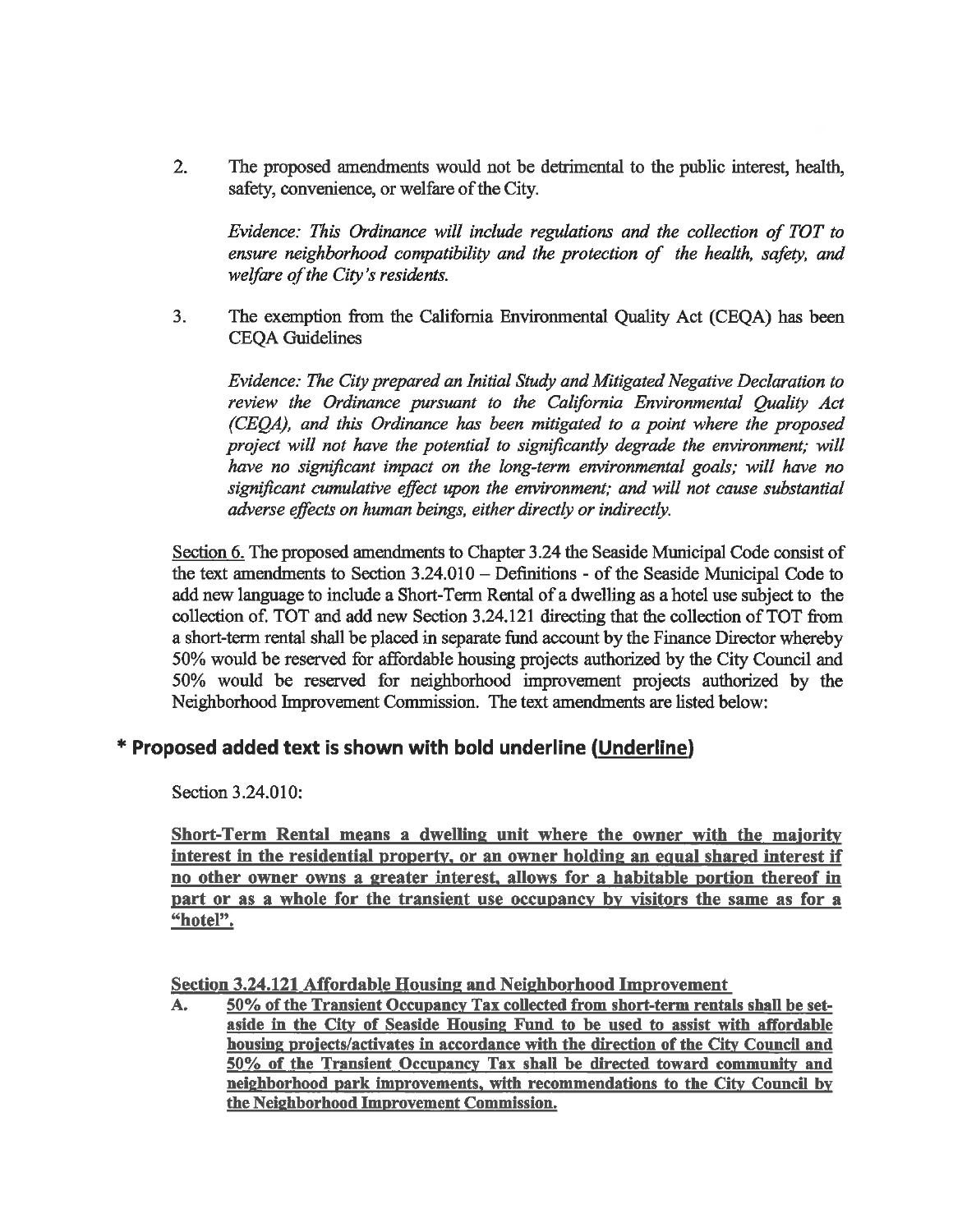2. The proposed amendments would not be detrimental to the public interest, health, safety, convenience, or welfare of the City.

   *Evidence: This Ordinance will include regulations and the collection of TOT to ensure neighborhood compatibility and the protection of the health, safety, and welfare of the City's residents.*

3. The exemption from the California Environmental Quality Act (CEQA) has been CEQA Guidelines

   *Evidence: The City prepared an Initial Study and Mitigated Negative Declaration to review the Ordinance pursuant to the California Environmental Quality Act (CEQA), and this Ordinance has been mitigated to a point where the proposed project will not have the potential to significantly degrade the environment; will have no significant impact on the long-term environmental goals; will have no significant cumulative effect upon the environment; and will not cause substantial adverse effects on human beings, either directly or indirectly.*

<u>Section 6.</u> The proposed amendments to Chapter 3.24 the Seaside Municipal Code consist of the text amendments to Section 3.24.010 – Definitions - of the Seaside Municipal Code to add new language to include a Short-Term Rental of a dwelling as a hotel use subject to the collection of. TOT and add new Section 3.24.121 directing that the collection of TOT from a short-term rental shall be placed in separate fund account by the Finance Director whereby 50% would be reserved for affordable housing projects authorized by the City Council and 50% would be reserved for neighborhood improvement projects authorized by the Neighborhood Improvement Commission. The text amendments are listed below:

## * Proposed added text is shown with bold underline (<u>Underline</u>)

Section 3.24.010:

<u>**Short-Term Rental means a dwelling unit where the owner with the majority interest in the residential property, or an owner holding an equal shared interest if no other owner owns a greater interest, allows for a habitable portion thereof in part or as a whole for the transient use occupancy by visitors the same as for a "hotel".**</u>

<u>**Section 3.24.121 Affordable Housing and Neighborhood Improvement**</u>

A. <u>**50% of the Transient Occupancy Tax collected from short-term rentals shall be set-aside in the City of Seaside Housing Fund to be used to assist with affordable housing projects/activates in accordance with the direction of the City Council and 50% of the Transient Occupancy Tax shall be directed toward community and neighborhood park improvements, with recommendations to the City Council by the Neighborhood Improvement Commission.**</u>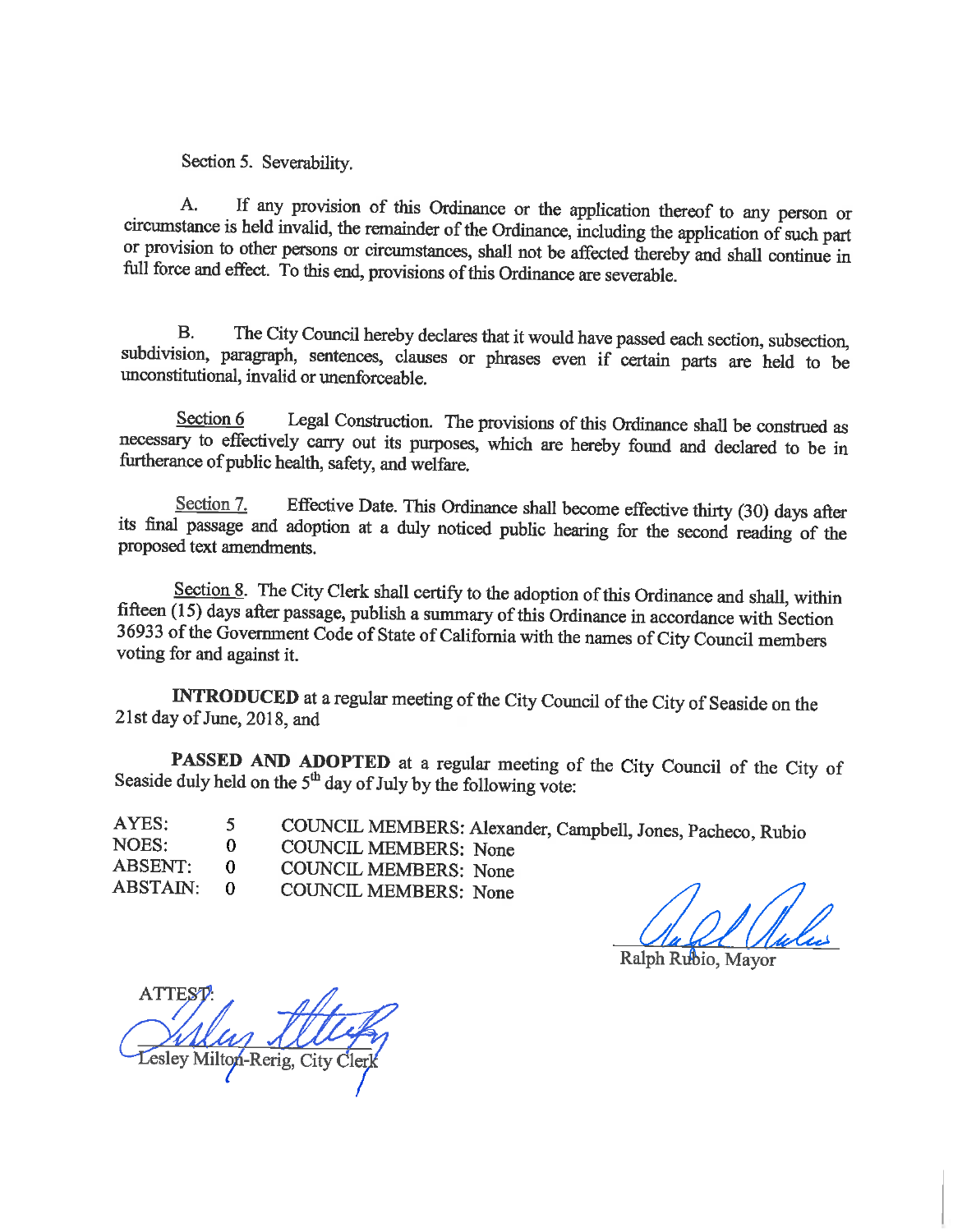Section 5. Severability.

A. If any provision of this Ordinance or the application thereof to any person or circumstance is held invalid, the remainder of the Ordinance, including the application of such part or provision to other persons or circumstances, shall not be affected thereby and shall continue in full force and effect. To this end, provisions of this Ordinance are severable.

B. The City Council hereby declares that it would have passed each section, subsection, subdivision, paragraph, sentences, clauses or phrases even if certain parts are held to be unconstitutional, invalid or unenforceable.

Section 6 Legal Construction. The provisions of this Ordinance shall be construed as necessary to effectively carry out its purposes, which are hereby found and declared to be in furtherance of public health, safety, and welfare.

Section 7. Effective Date. This Ordinance shall become effective thirty (30) days after its final passage and adoption at a duly noticed public hearing for the second reading of the proposed text amendments.

Section 8. The City Clerk shall certify to the adoption of this Ordinance and shall, within fifteen (15) days after passage, publish a summary of this Ordinance in accordance with Section 36933 of the Government Code of State of California with the names of City Council members voting for and against it.

**INTRODUCED** at a regular meeting of the City Council of the City of Seaside on the 21st day of June, 2018, and

**PASSED AND ADOPTED** at a regular meeting of the City Council of the City of Seaside duly held on the 5th day of July by the following vote:

| | | |
|---|---|---|
| AYES: | 5 | COUNCIL MEMBERS: Alexander, Campbell, Jones, Pacheco, Rubio |
| NOES: | 0 | COUNCIL MEMBERS: None |
| ABSENT: | 0 | COUNCIL MEMBERS: None |
| ABSTAIN: | 0 | COUNCIL MEMBERS: None |

Ralph Rubio, Mayor

ATTEST:

Lesley Milton-Rerig, City Clerk